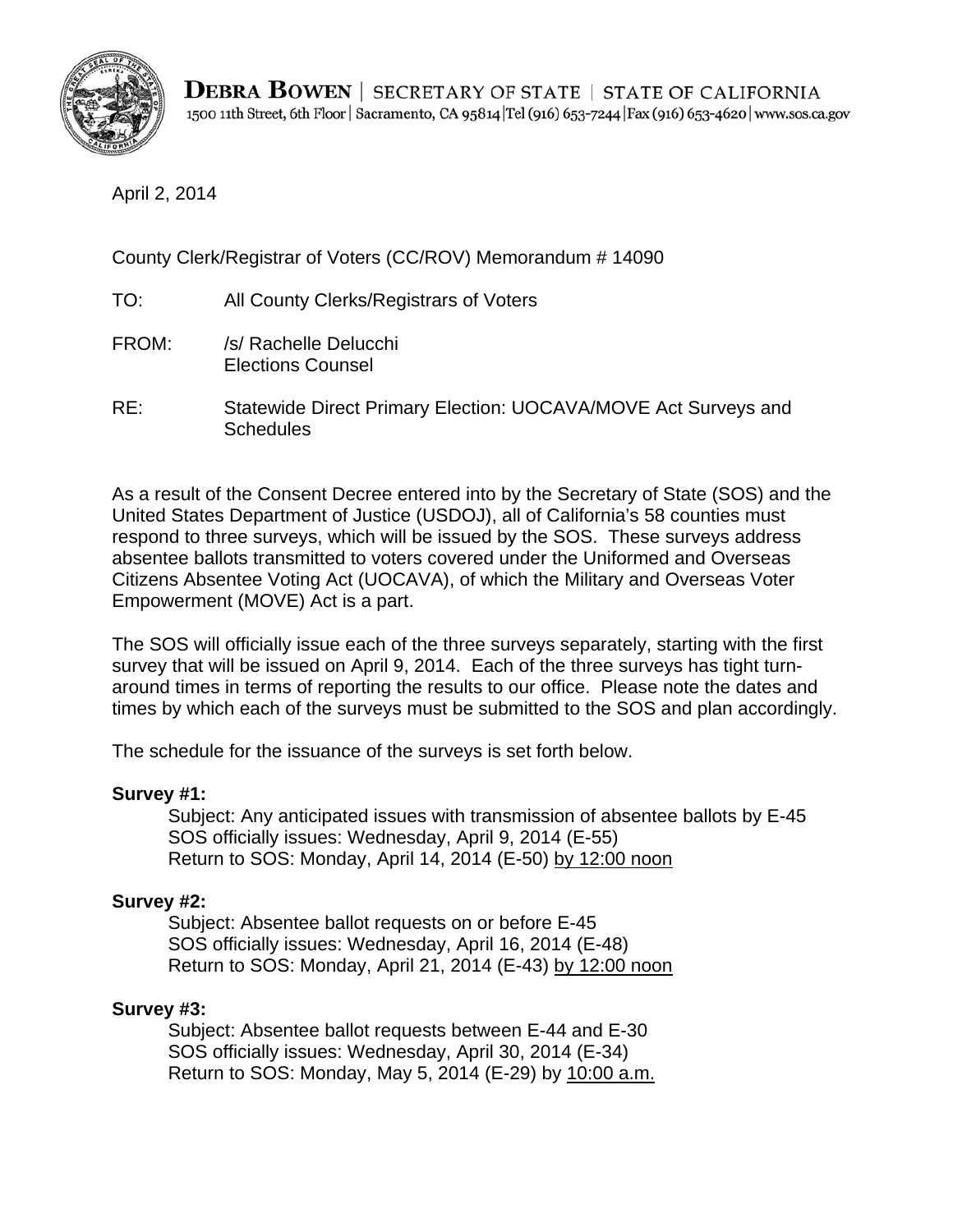**DEBRA BOWEN** | SECRETARY OF STATE | STATE OF CALIFORNIA
1500 11th Street, 6th Floor | Sacramento, CA 95814 | Tel (916) 653-7244 | Fax (916) 653-4620 | www.sos.ca.gov

April 2, 2014

County Clerk/Registrar of Voters (CC/ROV) Memorandum # 14090

TO: All County Clerks/Registrars of Voters

FROM: /s/ Rachelle Delucchi
Elections Counsel

RE: Statewide Direct Primary Election: UOCAVA/MOVE Act Surveys and Schedules

As a result of the Consent Decree entered into by the Secretary of State (SOS) and the United States Department of Justice (USDOJ), all of California's 58 counties must respond to three surveys, which will be issued by the SOS. These surveys address absentee ballots transmitted to voters covered under the Uniformed and Overseas Citizens Absentee Voting Act (UOCAVA), of which the Military and Overseas Voter Empowerment (MOVE) Act is a part.

The SOS will officially issue each of the three surveys separately, starting with the first survey that will be issued on April 9, 2014. Each of the three surveys has tight turn-around times in terms of reporting the results to our office. Please note the dates and times by which each of the surveys must be submitted to the SOS and plan accordingly.

The schedule for the issuance of the surveys is set forth below.

**Survey #1:**

Subject: Any anticipated issues with transmission of absentee ballots by E-45
SOS officially issues: Wednesday, April 9, 2014 (E-55)
Return to SOS: Monday, April 14, 2014 (E-50) <u>by 12:00 noon</u>

**Survey #2:**

Subject: Absentee ballot requests on or before E-45
SOS officially issues: Wednesday, April 16, 2014 (E-48)
Return to SOS: Monday, April 21, 2014 (E-43) <u>by 12:00 noon</u>

**Survey #3:**

Subject: Absentee ballot requests between E-44 and E-30
SOS officially issues: Wednesday, April 30, 2014 (E-34)
Return to SOS: Monday, May 5, 2014 (E-29) by <u>10:00 a.m.</u>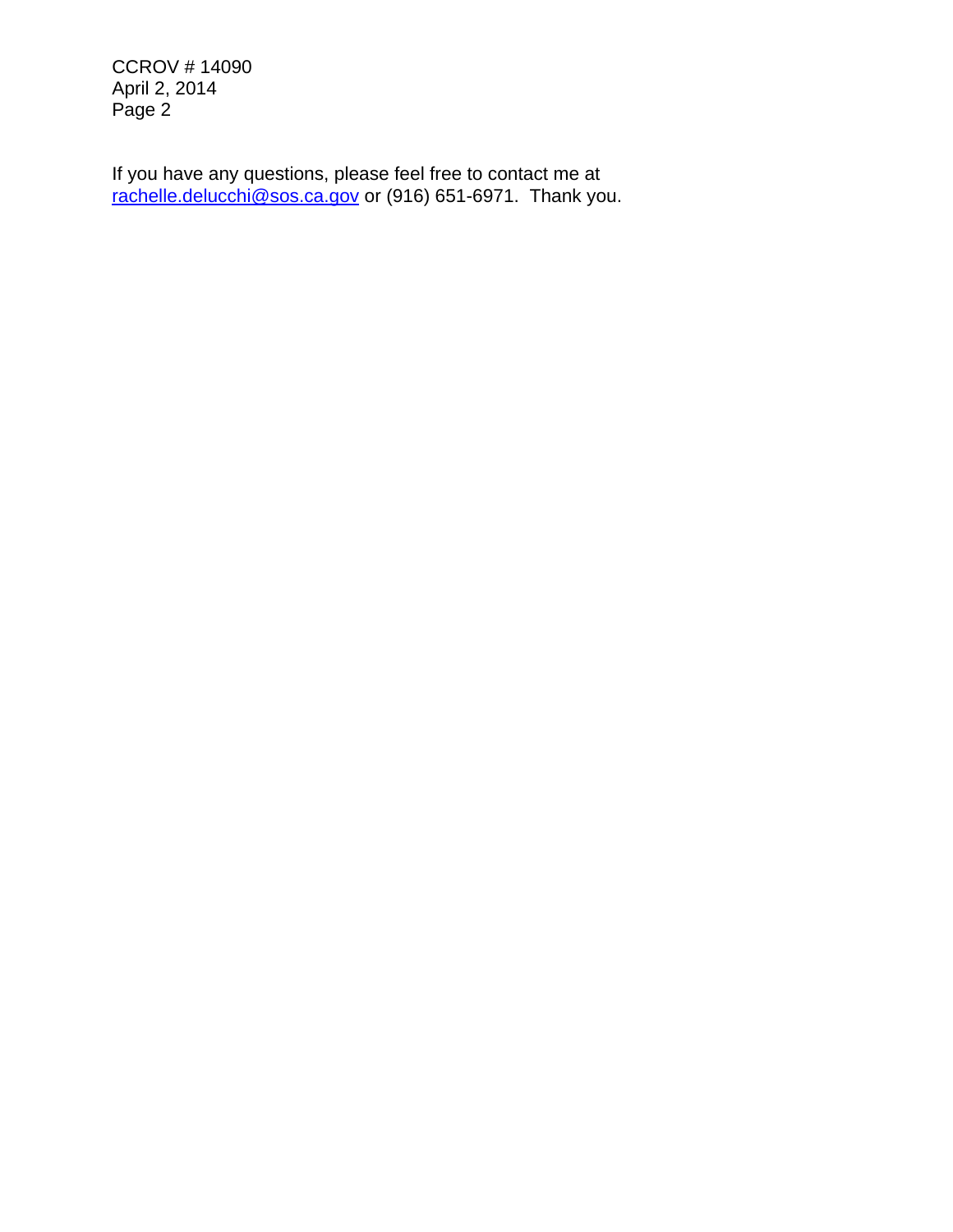If you have any questions, please feel free to contact me at rachelle.delucchi@sos.ca.gov or (916) 651-6971. Thank you.